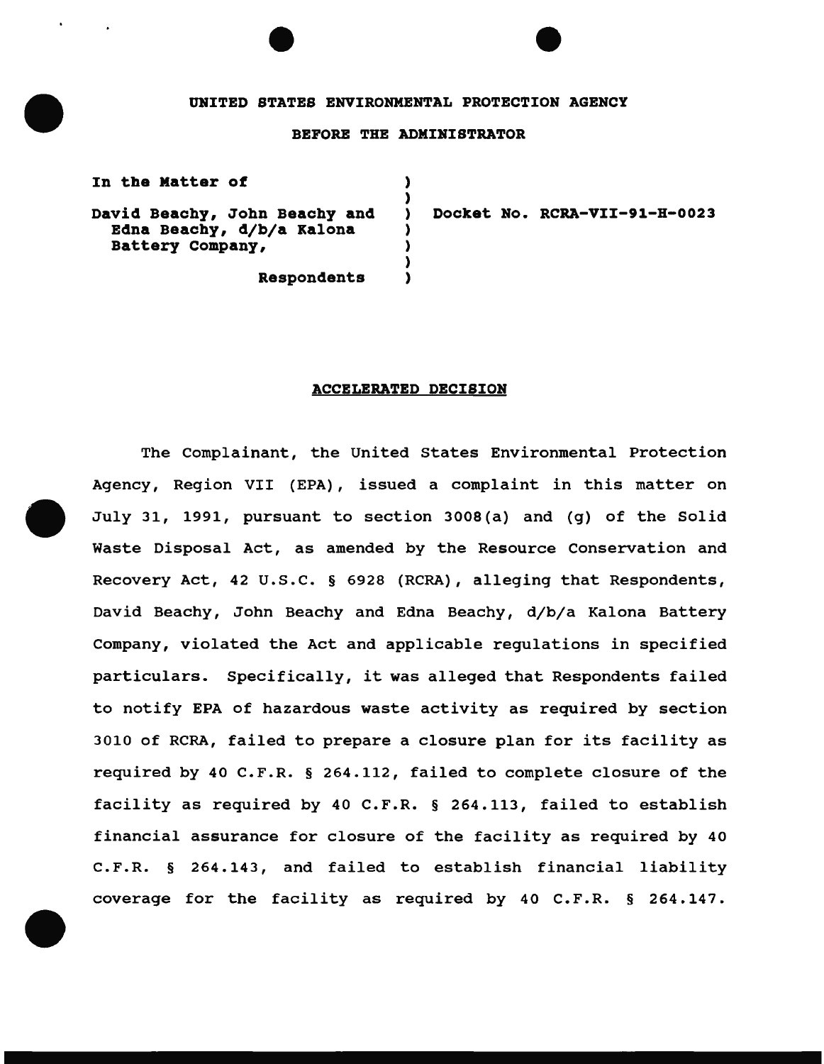**UNITED STATES ENVIRONMENTAL PROTECTION AGENCY**

**BEFORE THE ADMINISTRATOR**

**In the Matter of**

**David Beachy, John Beachy and Edna Beachy, d/b/a Kalona Battery Company,**

**Respondents**

**Docket No. RCRA-VII-91-H-0023**

## ACCELERATED DECISION

The Complainant, the United States Environmental Protection Agency, Region VII (EPA), issued a complaint in this matter on July 31, 1991, pursuant to section 3008(a) and (g) of the Solid Waste Disposal Act, as amended by the Resource Conservation and Recovery Act, 42 U.S.C. § 6928 (RCRA), alleging that Respondents, David Beachy, John Beachy and Edna Beachy, d/b/a Kalona Battery Company, violated the Act and applicable regulations in specified particulars. Specifically, it was alleged that Respondents failed to notify EPA of hazardous waste activity as required by section 3010 of RCRA, failed to prepare a closure plan for its facility as required by 40 C.F.R. § 264.112, failed to complete closure of the facility as required by 40 C.F.R. § 264.113, failed to establish financial assurance for closure of the facility as required by 40 C.F.R. § 264.143, and failed to establish financial liability coverage for the facility as required by 40 C.F.R. § 264.147.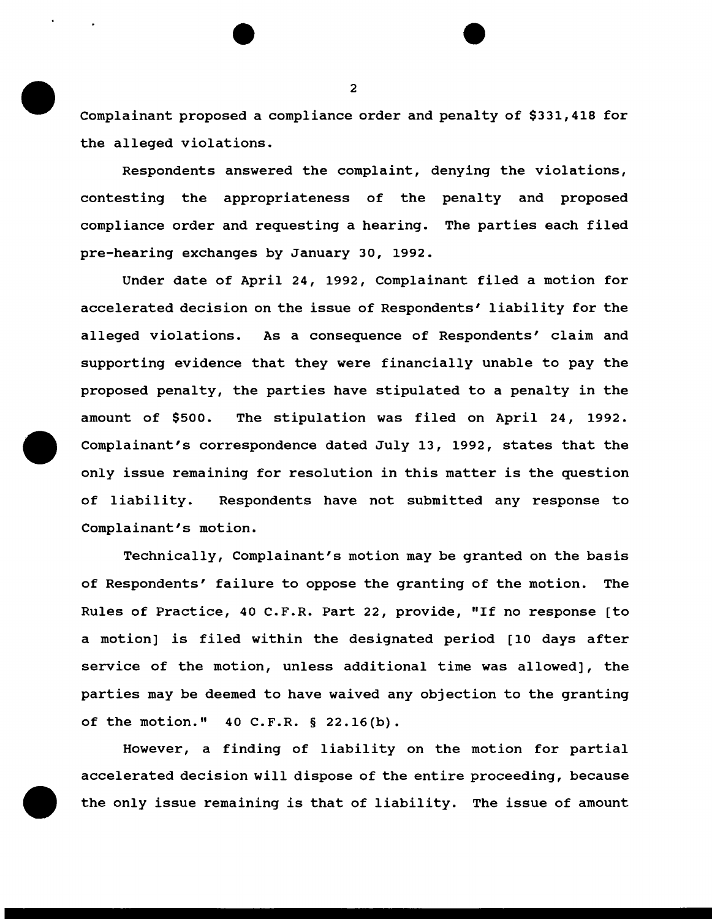Complainant proposed a compliance order and penalty of $331,418 for the alleged violations.

Respondents answered the complaint, denying the violations, contesting the appropriateness of the penalty and proposed compliance order and requesting a hearing. The parties each filed pre-hearing exchanges by January 30, 1992.

Under date of April 24, 1992, Complainant filed a motion for accelerated decision on the issue of Respondents' liability for the alleged violations. As a consequence of Respondents' claim and supporting evidence that they were financially unable to pay the proposed penalty, the parties have stipulated to a penalty in the amount of $500. The stipulation was filed on April 24, 1992. Complainant's correspondence dated July 13, 1992, states that the only issue remaining for resolution in this matter is the question of liability. Respondents have not submitted any response to Complainant's motion.

Technically, Complainant's motion may be granted on the basis of Respondents' failure to oppose the granting of the motion. The Rules of Practice, 40 C.F.R. Part 22, provide, "If no response [to a motion] is filed within the designated period [10 days after service of the motion, unless additional time was allowed], the parties may be deemed to have waived any objection to the granting of the motion." 40 C.F.R. § 22.16(b).

However, a finding of liability on the motion for partial accelerated decision will dispose of the entire proceeding, because the only issue remaining is that of liability. The issue of amount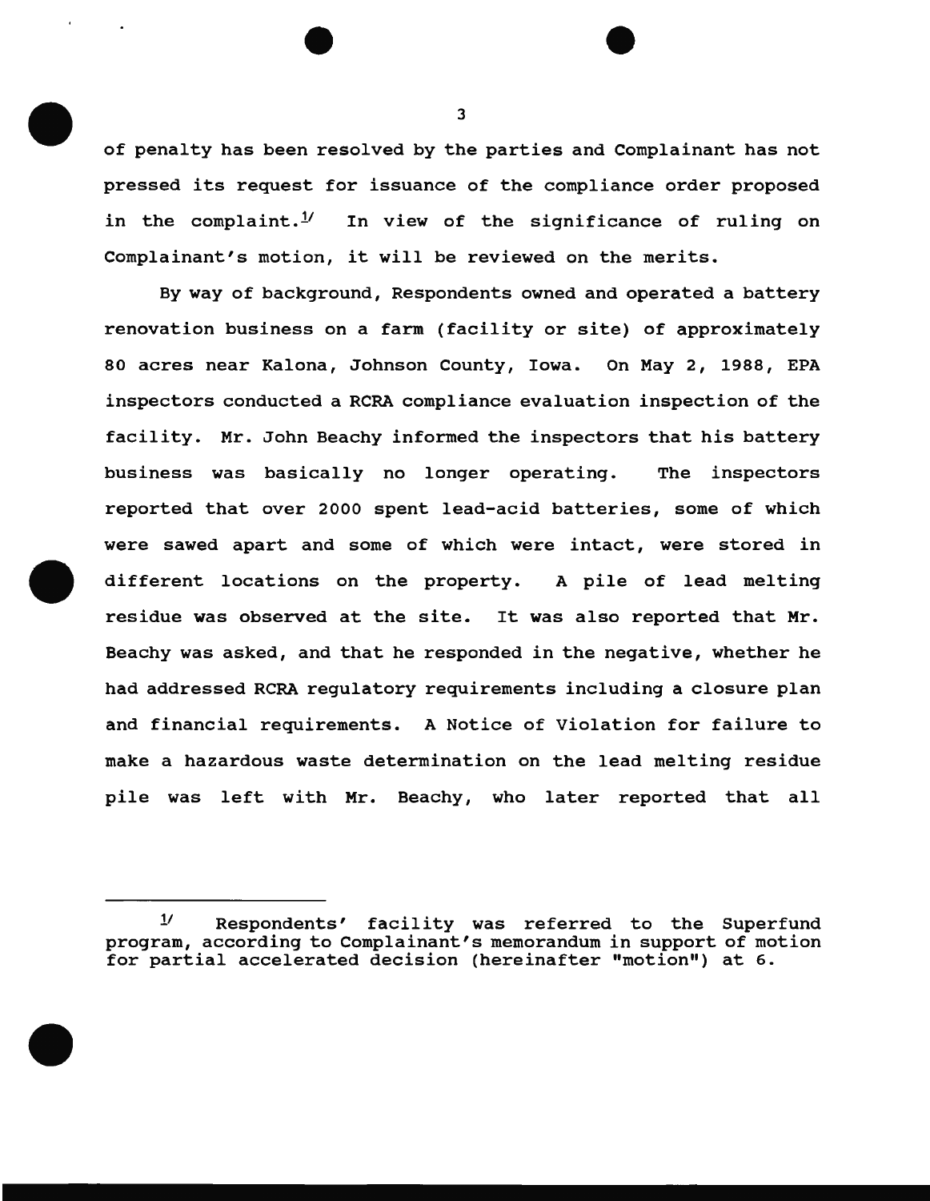of penalty has been resolved by the parties and Complainant has not pressed its request for issuance of the compliance order proposed in the complaint.[1] In view of the significance of ruling on Complainant's motion, it will be reviewed on the merits.

By way of background, Respondents owned and operated a battery renovation business on a farm (facility or site) of approximately 80 acres near Kalona, Johnson County, Iowa. On May 2, 1988, EPA inspectors conducted a RCRA compliance evaluation inspection of the facility. Mr. John Beachy informed the inspectors that his battery business was basically no longer operating. The inspectors reported that over 2000 spent lead-acid batteries, some of which were sawed apart and some of which were intact, were stored in different locations on the property. A pile of lead melting residue was observed at the site. It was also reported that Mr. Beachy was asked, and that he responded in the negative, whether he had addressed RCRA regulatory requirements including a closure plan and financial requirements. A Notice of Violation for failure to make a hazardous waste determination on the lead melting residue pile was left with Mr. Beachy, who later reported that all

---

[1] Respondents' facility was referred to the Superfund program, according to Complainant's memorandum in support of motion for partial accelerated decision (hereinafter "motion") at 6.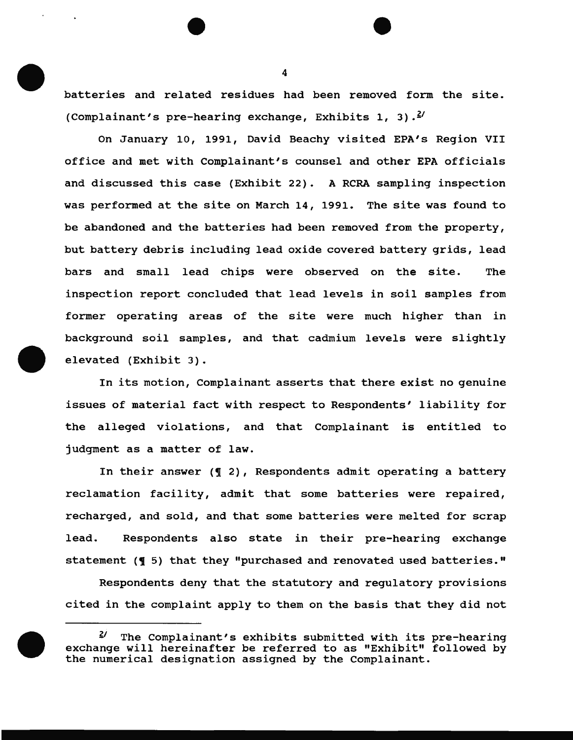batteries and related residues had been removed form the site. (Complainant's pre-hearing exchange, Exhibits 1, 3).[2]

On January 10, 1991, David Beachy visited EPA's Region VII office and met with Complainant's counsel and other EPA officials and discussed this case (Exhibit 22). A RCRA sampling inspection was performed at the site on March 14, 1991. The site was found to be abandoned and the batteries had been removed from the property, but battery debris including lead oxide covered battery grids, lead bars and small lead chips were observed on the site. The inspection report concluded that lead levels in soil samples from former operating areas of the site were much higher than in background soil samples, and that cadmium levels were slightly elevated (Exhibit 3).

In its motion, Complainant asserts that there exist no genuine issues of material fact with respect to Respondents' liability for the alleged violations, and that Complainant is entitled to judgment as a matter of law.

In their answer (¶ 2), Respondents admit operating a battery reclamation facility, admit that some batteries were repaired, recharged, and sold, and that some batteries were melted for scrap lead. Respondents also state in their pre-hearing exchange statement (¶ 5) that they "purchased and renovated used batteries."

Respondents deny that the statutory and regulatory provisions cited in the complaint apply to them on the basis that they did not

---

[2] The Complainant's exhibits submitted with its pre-hearing exchange will hereinafter be referred to as "Exhibit" followed by the numerical designation assigned by the Complainant.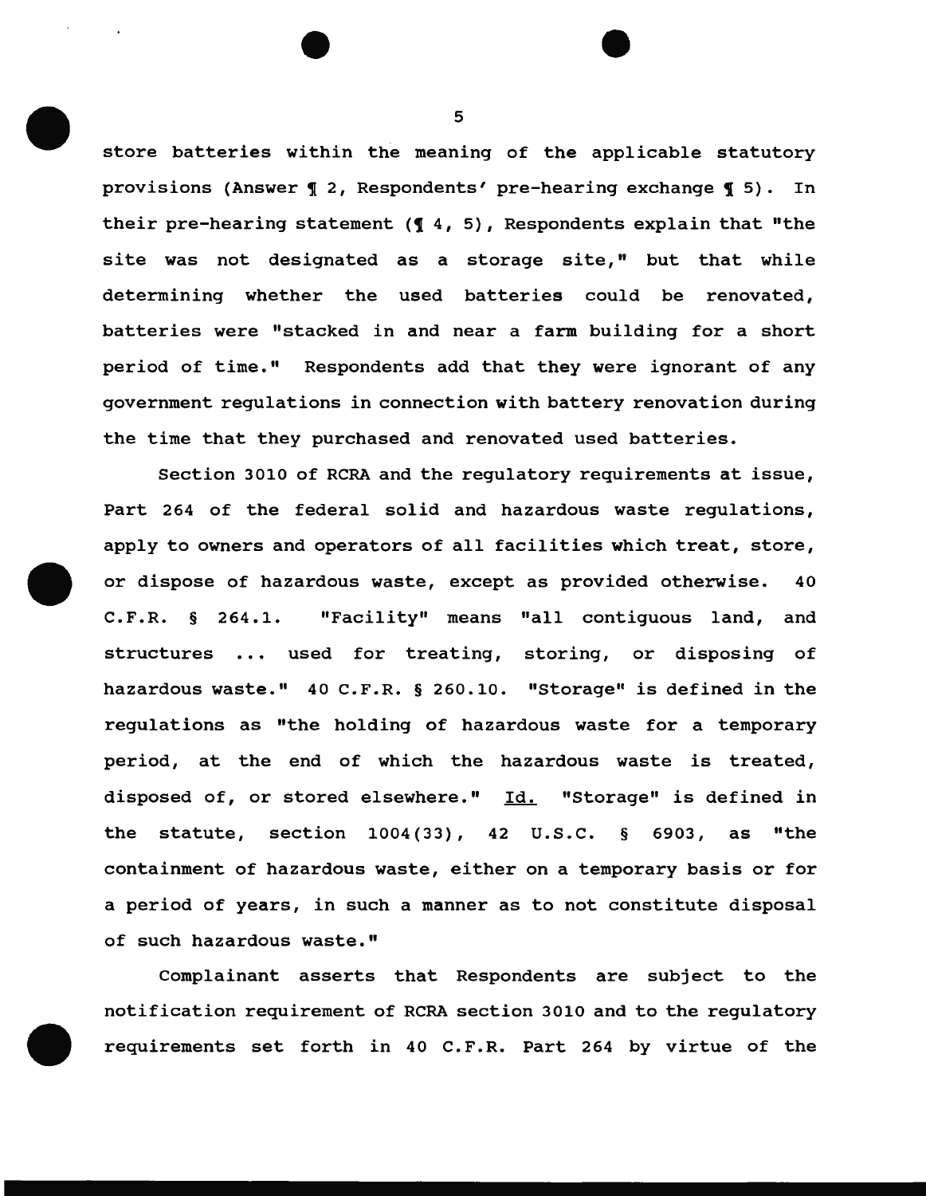store batteries within the meaning of the applicable statutory provisions (Answer ¶ 2, Respondents' pre-hearing exchange ¶ 5). In their pre-hearing statement (¶ 4, 5), Respondents explain that "the site was not designated as a storage site," but that while determining whether the used batteries could be renovated, batteries were "stacked in and near a farm building for a short period of time." Respondents add that they were ignorant of any government regulations in connection with battery renovation during the time that they purchased and renovated used batteries.

Section 3010 of RCRA and the regulatory requirements at issue, Part 264 of the federal solid and hazardous waste regulations, apply to owners and operators of all facilities which treat, store, or dispose of hazardous waste, except as provided otherwise. 40 C.F.R. § 264.1. "Facility" means "all contiguous land, and structures ... used for treating, storing, or disposing of hazardous waste." 40 C.F.R. § 260.10. "Storage" is defined in the regulations as "the holding of hazardous waste for a temporary period, at the end of which the hazardous waste is treated, disposed of, or stored elsewhere." Id. "Storage" is defined in the statute, section 1004(33), 42 U.S.C. § 6903, as "the containment of hazardous waste, either on a temporary basis or for a period of years, in such a manner as to not constitute disposal of such hazardous waste."

Complainant asserts that Respondents are subject to the notification requirement of RCRA section 3010 and to the regulatory requirements set forth in 40 C.F.R. Part 264 by virtue of the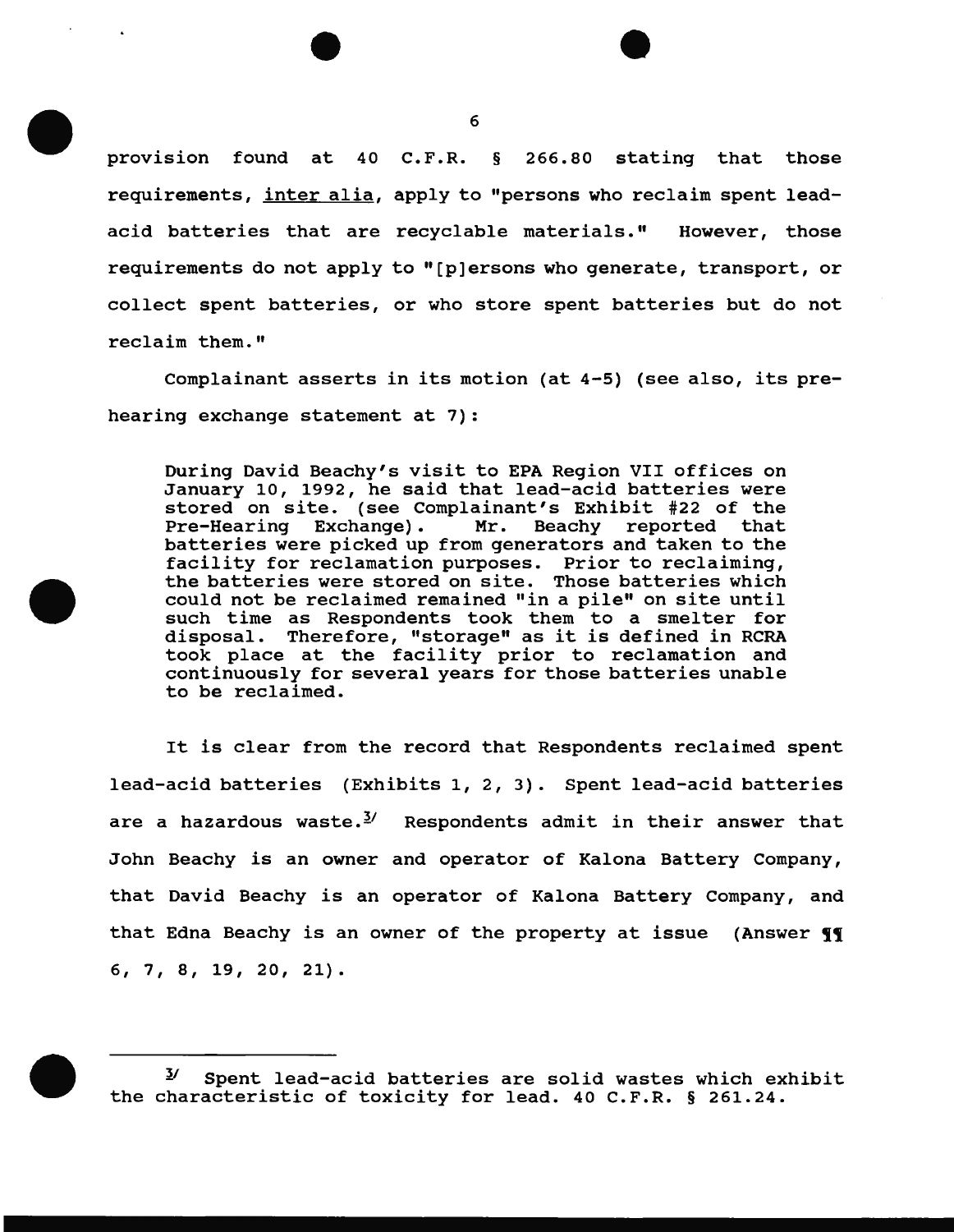provision found at 40 C.F.R. § 266.80 stating that those requirements, _inter alia_, apply to "persons who reclaim spent lead-acid batteries that are recyclable materials." However, those requirements do not apply to "[p]ersons who generate, transport, or collect spent batteries, or who store spent batteries but do not reclaim them."

Complainant asserts in its motion (at 4-5) (see also, its pre-hearing exchange statement at 7):

> During David Beachy's visit to EPA Region VII offices on January 10, 1992, he said that lead-acid batteries were stored on site. (see Complainant's Exhibit #22 of the Pre-Hearing Exchange). Mr. Beachy reported that batteries were picked up from generators and taken to the facility for reclamation purposes. Prior to reclaiming, the batteries were stored on site. Those batteries which could not be reclaimed remained "in a pile" on site until such time as Respondents took them to a smelter for disposal. Therefore, "storage" as it is defined in RCRA took place at the facility prior to reclamation and continuously for several years for those batteries unable to be reclaimed.

It is clear from the record that Respondents reclaimed spent lead-acid batteries (Exhibits 1, 2, 3). Spent lead-acid batteries are a hazardous waste.[3] Respondents admit in their answer that John Beachy is an owner and operator of Kalona Battery Company, that David Beachy is an operator of Kalona Battery Company, and that Edna Beachy is an owner of the property at issue (Answer ¶¶ 6, 7, 8, 19, 20, 21).

---

[3] Spent lead-acid batteries are solid wastes which exhibit the characteristic of toxicity for lead. 40 C.F.R. § 261.24.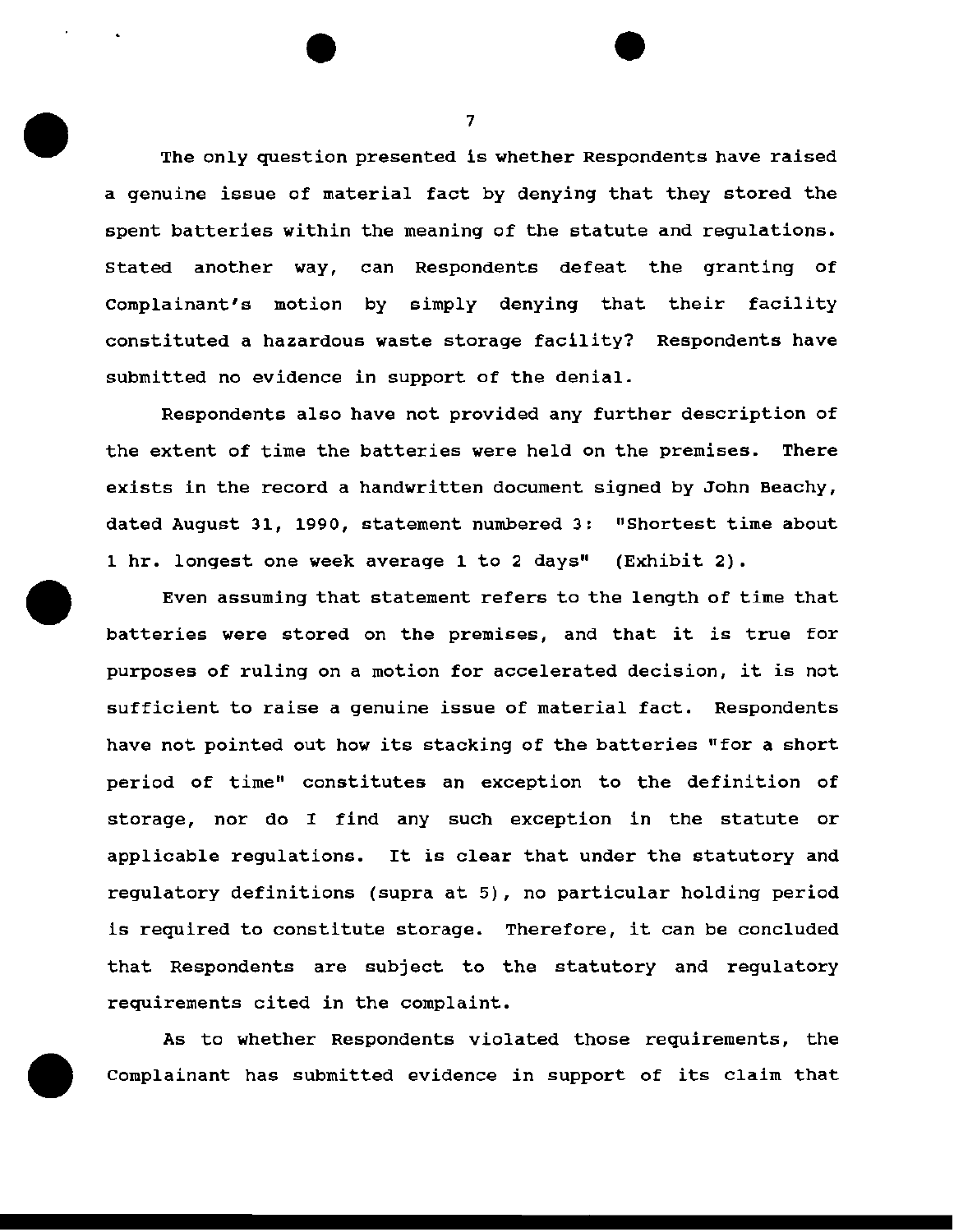The only question presented is whether Respondents have raised a genuine issue of material fact by denying that they stored the spent batteries within the meaning of the statute and regulations. Stated another way, can Respondents defeat the granting of Complainant's motion by simply denying that their facility constituted a hazardous waste storage facility? Respondents have submitted no evidence in support of the denial.

Respondents also have not provided any further description of the extent of time the batteries were held on the premises. There exists in the record a handwritten document signed by John Beachy, dated August 31, 1990, statement numbered 3: "Shortest time about 1 hr. longest one week average 1 to 2 days" (Exhibit 2).

Even assuming that statement refers to the length of time that batteries were stored on the premises, and that it is true for purposes of ruling on a motion for accelerated decision, it is not sufficient to raise a genuine issue of material fact. Respondents have not pointed out how its stacking of the batteries "for a short period of time" constitutes an exception to the definition of storage, nor do I find any such exception in the statute or applicable regulations. It is clear that under the statutory and regulatory definitions (supra at 5), no particular holding period is required to constitute storage. Therefore, it can be concluded that Respondents are subject to the statutory and regulatory requirements cited in the complaint.

As to whether Respondents violated those requirements, the Complainant has submitted evidence in support of its claim that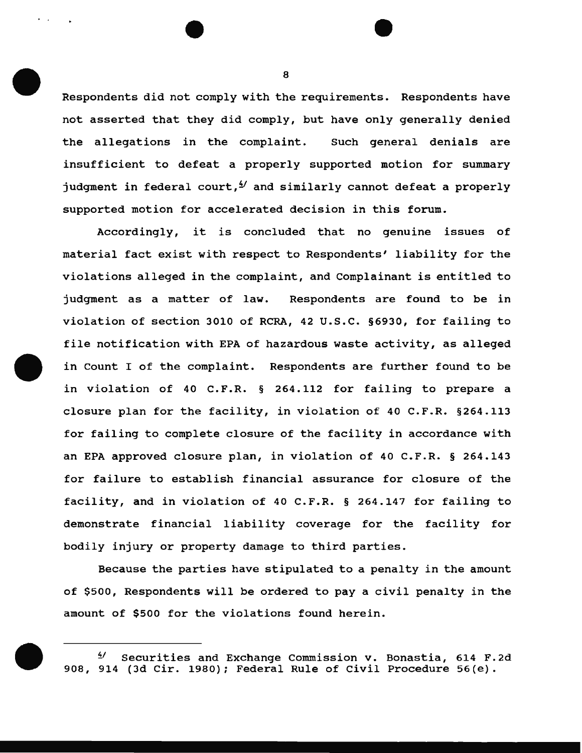Respondents did not comply with the requirements. Respondents have not asserted that they did comply, but have only generally denied the allegations in the complaint. Such general denials are insufficient to defeat a properly supported motion for summary judgment in federal court,[4] and similarly cannot defeat a properly supported motion for accelerated decision in this forum.

Accordingly, it is concluded that no genuine issues of material fact exist with respect to Respondents' liability for the violations alleged in the complaint, and Complainant is entitled to judgment as a matter of law. Respondents are found to be in violation of section 3010 of RCRA, 42 U.S.C. §6930, for failing to file notification with EPA of hazardous waste activity, as alleged in Count I of the complaint. Respondents are further found to be in violation of 40 C.F.R. § 264.112 for failing to prepare a closure plan for the facility, in violation of 40 C.F.R. §264.113 for failing to complete closure of the facility in accordance with an EPA approved closure plan, in violation of 40 C.F.R. § 264.143 for failure to establish financial assurance for closure of the facility, and in violation of 40 C.F.R. § 264.147 for failing to demonstrate financial liability coverage for the facility for bodily injury or property damage to third parties.

Because the parties have stipulated to a penalty in the amount of $500, Respondents will be ordered to pay a civil penalty in the amount of $500 for the violations found herein.

---

[4] Securities and Exchange Commission v. Bonastia, 614 F.2d 908, 914 (3d Cir. 1980); Federal Rule of Civil Procedure 56(e).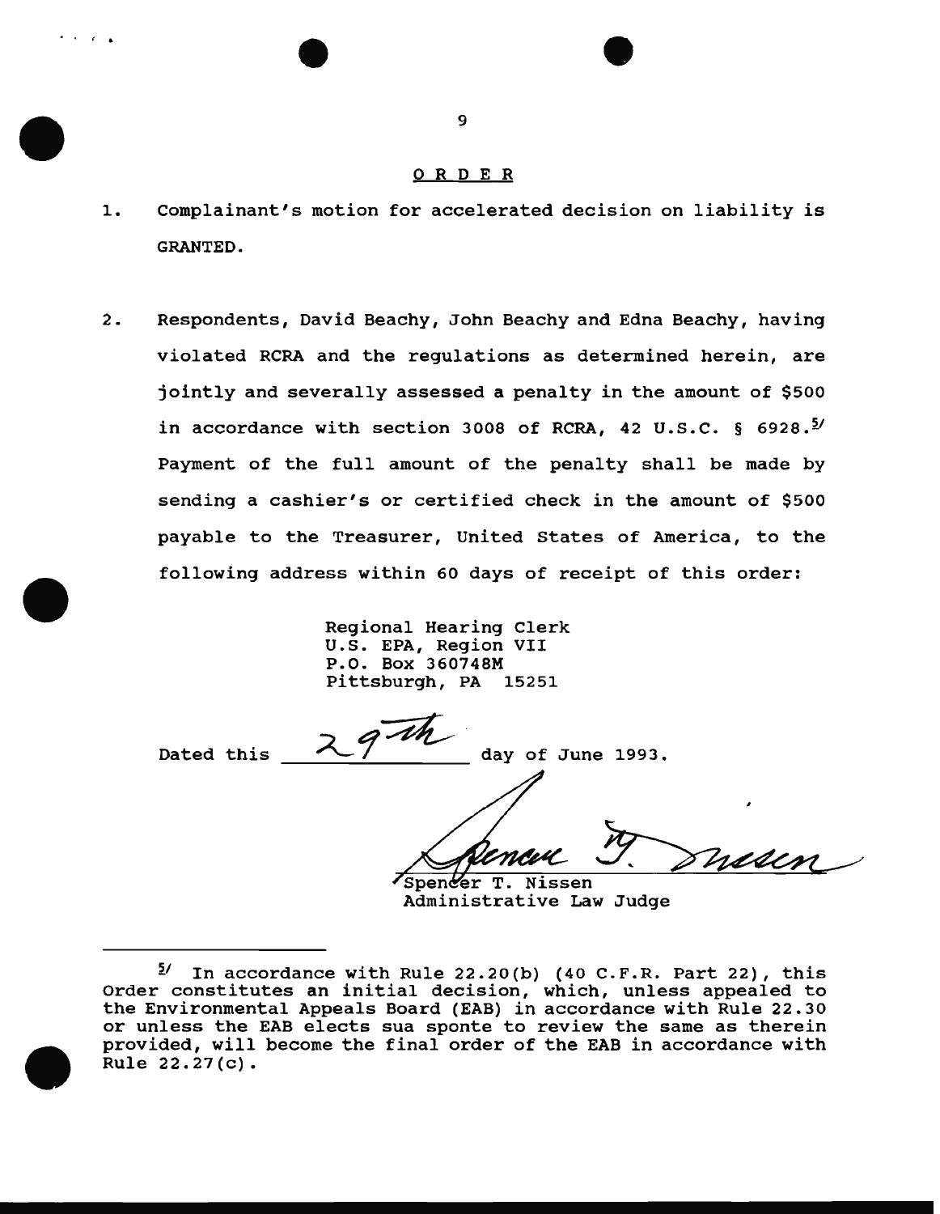## ORDER

1. Complainant's motion for accelerated decision on liability is GRANTED.

2. Respondents, David Beachy, John Beachy and Edna Beachy, having violated RCRA and the regulations as determined herein, are jointly and severally assessed a penalty in the amount of $500 in accordance with section 3008 of RCRA, 42 U.S.C. § 6928.[5] Payment of the full amount of the penalty shall be made by sending a cashier's or certified check in the amount of $500 payable to the Treasurer, United States of America, to the following address within 60 days of receipt of this order:

   Regional Hearing Clerk
   U.S. EPA, Region VII
   P.O. Box 360748M
   Pittsburgh, PA 15251

Dated this 29th day of June 1993.

Spencer T. Nissen
Administrative Law Judge

---

[5] In accordance with Rule 22.20(b) (40 C.F.R. Part 22), this Order constitutes an initial decision, which, unless appealed to the Environmental Appeals Board (EAB) in accordance with Rule 22.30 or unless the EAB elects sua sponte to review the same as therein provided, will become the final order of the EAB in accordance with Rule 22.27(c).